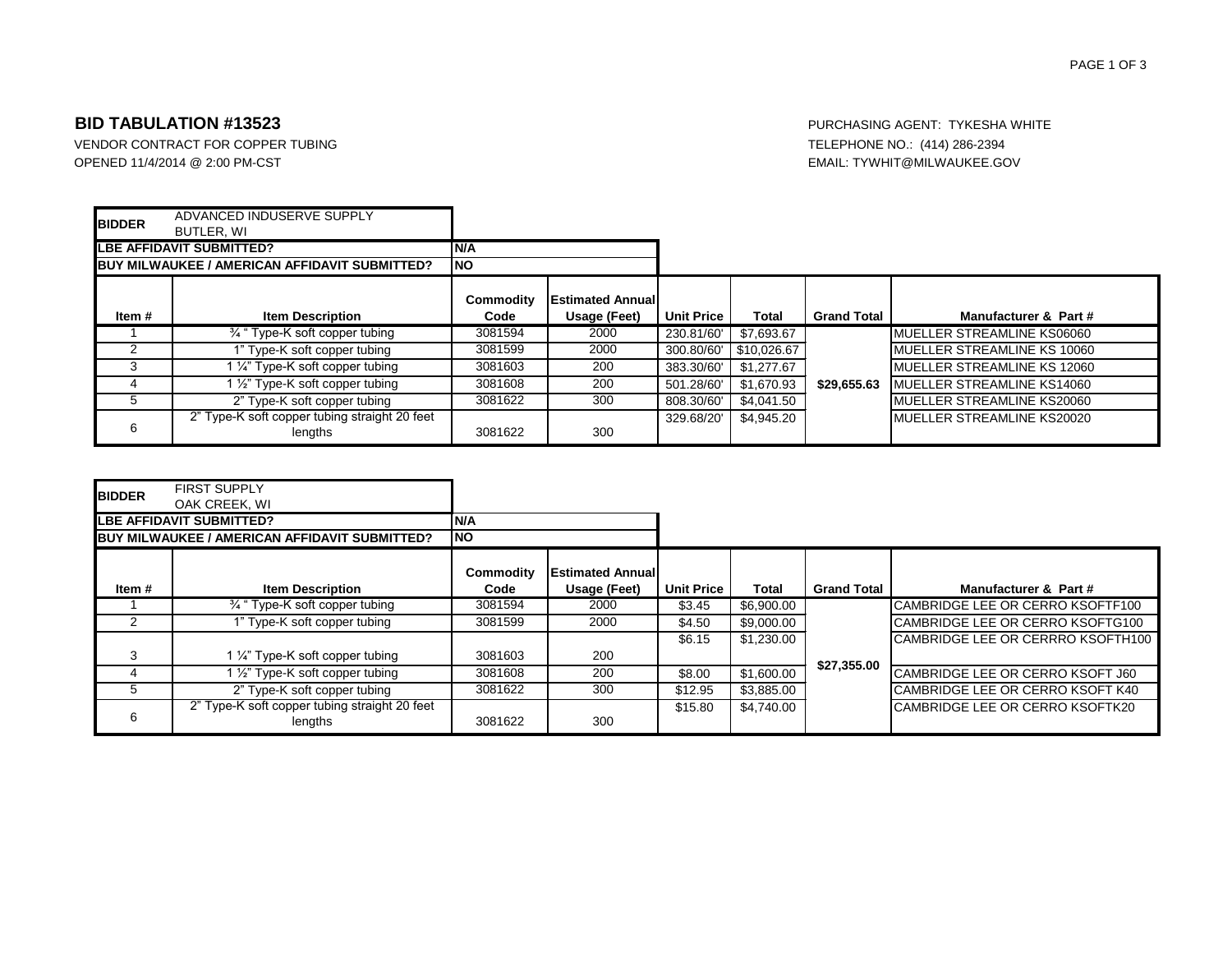## BID TABULATION #13523

VENDOR CONTRACT FOR COPPER TUBING
OPENED 11/4/2014 @ 2:00 PM-CST

PURCHASING AGENT: TYKESHA WHITE
TELEPHONE NO.: (414) 286-2394
EMAIL: TYWHIT@MILWAUKEE.GOV

| **BIDDER** | ADVANCED INDUSERVE SUPPLY BUTLER, WI | | | | | | |
|---|---|---|---|---|---|---|---|
| **LBE AFFIDAVIT SUBMITTED?** | | **N/A** | | | | | |
| **BUY MILWAUKEE / AMERICAN AFFIDAVIT SUBMITTED?** | | **NO** | | | | | |
| **Item #** | **Item Description** | **Commodity Code** | **Estimated Annual Usage (Feet)** | **Unit Price** | **Total** | **Grand Total** | **Manufacturer & Part #** |
| 1 | ¾ " Type-K soft copper tubing | 3081594 | 2000 | 230.81/60' | $7,693.67 | **$29,655.63** | MUELLER STREAMLINE KS06060 |
| 2 | 1" Type-K soft copper tubing | 3081599 | 2000 | 300.80/60' | $10,026.67 | | MUELLER STREAMLINE KS 10060 |
| 3 | 1 ¼" Type-K soft copper tubing | 3081603 | 200 | 383.30/60' | $1,277.67 | | MUELLER STREAMLINE KS 12060 |
| 4 | 1 ½" Type-K soft copper tubing | 3081608 | 200 | 501.28/60' | $1,670.93 | | MUELLER STREAMLINE KS14060 |
| 5 | 2" Type-K soft copper tubing | 3081622 | 300 | 808.30/60' | $4,041.50 | | MUELLER STREAMLINE KS20060 |
| 6 | 2" Type-K soft copper tubing straight 20 feet lengths | 3081622 | 300 | 329.68/20' | $4,945.20 | | MUELLER STREAMLINE KS20020 |

| **BIDDER** | FIRST SUPPLY OAK CREEK, WI | | | | | | |
|---|---|---|---|---|---|---|---|
| **LBE AFFIDAVIT SUBMITTED?** | | **N/A** | | | | | |
| **BUY MILWAUKEE / AMERICAN AFFIDAVIT SUBMITTED?** | | **NO** | | | | | |
| **Item #** | **Item Description** | **Commodity Code** | **Estimated Annual Usage (Feet)** | **Unit Price** | **Total** | **Grand Total** | **Manufacturer & Part #** |
| 1 | ¾ " Type-K soft copper tubing | 3081594 | 2000 | $3.45 | $6,900.00 | **$27,355.00** | CAMBRIDGE LEE OR CERRO KSOFTF100 |
| 2 | 1" Type-K soft copper tubing | 3081599 | 2000 | $4.50 | $9,000.00 | | CAMBRIDGE LEE OR CERRO KSOFTG100 |
| 3 | 1 ¼" Type-K soft copper tubing | 3081603 | 200 | $6.15 | $1,230.00 | | CAMBRIDGE LEE OR CERRRO KSOFTH100 |
| 4 | 1 ½" Type-K soft copper tubing | 3081608 | 200 | $8.00 | $1,600.00 | | CAMBRIDGE LEE OR CERRO KSOFT J60 |
| 5 | 2" Type-K soft copper tubing | 3081622 | 300 | $12.95 | $3,885.00 | | CAMBRIDGE LEE OR CERRO KSOFT K40 |
| 6 | 2" Type-K soft copper tubing straight 20 feet lengths | 3081622 | 300 | $15.80 | $4,740.00 | | CAMBRIDGE LEE OR CERRO KSOFTK20 |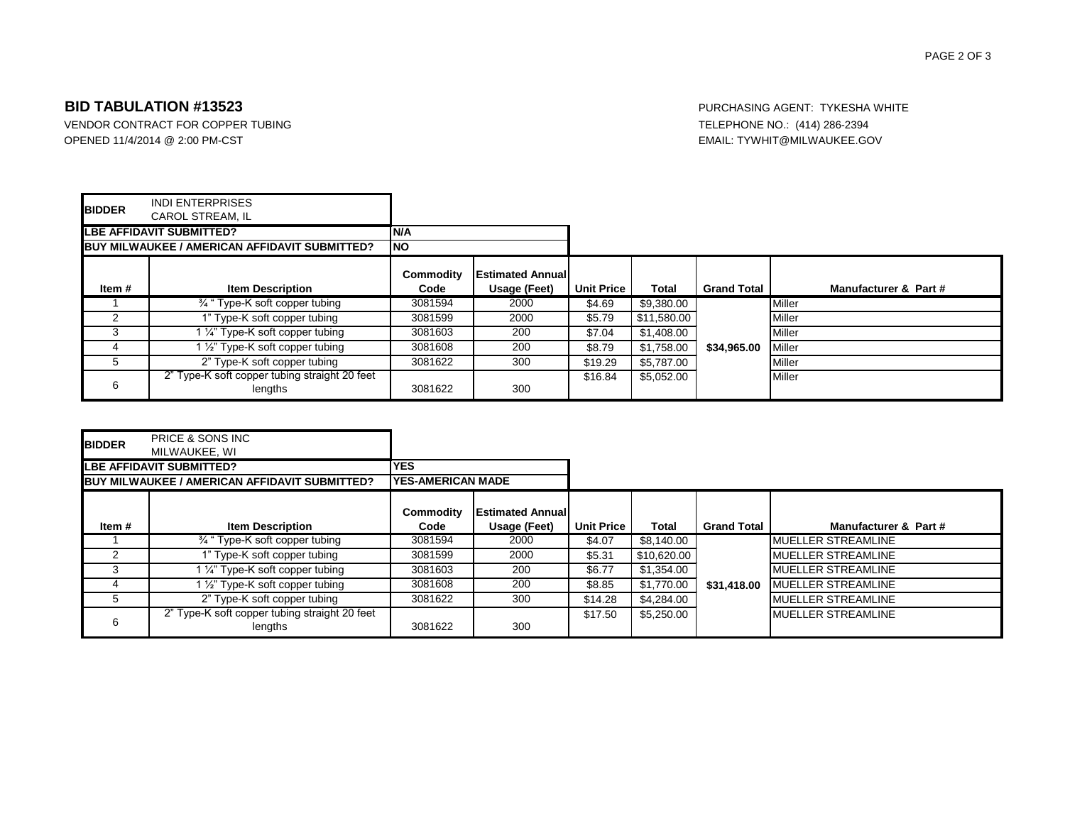**BID TABULATION #13523**

VENDOR CONTRACT FOR COPPER TUBING
OPENED 11/4/2014 @ 2:00 PM-CST

PURCHASING AGENT: TYKESHA WHITE
TELEPHONE NO.: (414) 286-2394
EMAIL: TYWHIT@MILWAUKEE.GOV

**BIDDER:** INDI ENTERPRISES, CAROL STREAM, IL

**LBE AFFIDAVIT SUBMITTED?** N/A

**BUY MILWAUKEE / AMERICAN AFFIDAVIT SUBMITTED?** NO

| Item # | Item Description | Commodity Code | Estimated Annual Usage (Feet) | Unit Price | Total | Grand Total | Manufacturer & Part # |
|---|---|---|---|---|---|---|---|
| 1 | ¾ " Type-K soft copper tubing | 3081594 | 2000 | $4.69 | $9,380.00 | | Miller |
| 2 | 1" Type-K soft copper tubing | 3081599 | 2000 | $5.79 | $11,580.00 | | Miller |
| 3 | 1 ¼" Type-K soft copper tubing | 3081603 | 200 | $7.04 | $1,408.00 | | Miller |
| 4 | 1 ½" Type-K soft copper tubing | 3081608 | 200 | $8.79 | $1,758.00 | $34,965.00 | Miller |
| 5 | 2" Type-K soft copper tubing | 3081622 | 300 | $19.29 | $5,787.00 | | Miller |
| 6 | 2" Type-K soft copper tubing straight 20 feet lengths | 3081622 | 300 | $16.84 | $5,052.00 | | Miller |

**BIDDER:** PRICE & SONS INC, MILWAUKEE, WI

**LBE AFFIDAVIT SUBMITTED?** YES

**BUY MILWAUKEE / AMERICAN AFFIDAVIT SUBMITTED?** YES-AMERICAN MADE

| Item # | Item Description | Commodity Code | Estimated Annual Usage (Feet) | Unit Price | Total | Grand Total | Manufacturer & Part # |
|---|---|---|---|---|---|---|---|
| 1 | ¾ " Type-K soft copper tubing | 3081594 | 2000 | $4.07 | $8,140.00 | | MUELLER STREAMLINE |
| 2 | 1" Type-K soft copper tubing | 3081599 | 2000 | $5.31 | $10,620.00 | | MUELLER STREAMLINE |
| 3 | 1 ¼" Type-K soft copper tubing | 3081603 | 200 | $6.77 | $1,354.00 | | MUELLER STREAMLINE |
| 4 | 1 ½" Type-K soft copper tubing | 3081608 | 200 | $8.85 | $1,770.00 | $31,418.00 | MUELLER STREAMLINE |
| 5 | 2" Type-K soft copper tubing | 3081622 | 300 | $14.28 | $4,284.00 | | MUELLER STREAMLINE |
| 6 | 2" Type-K soft copper tubing straight 20 feet lengths | 3081622 | 300 | $17.50 | $5,250.00 | | MUELLER STREAMLINE |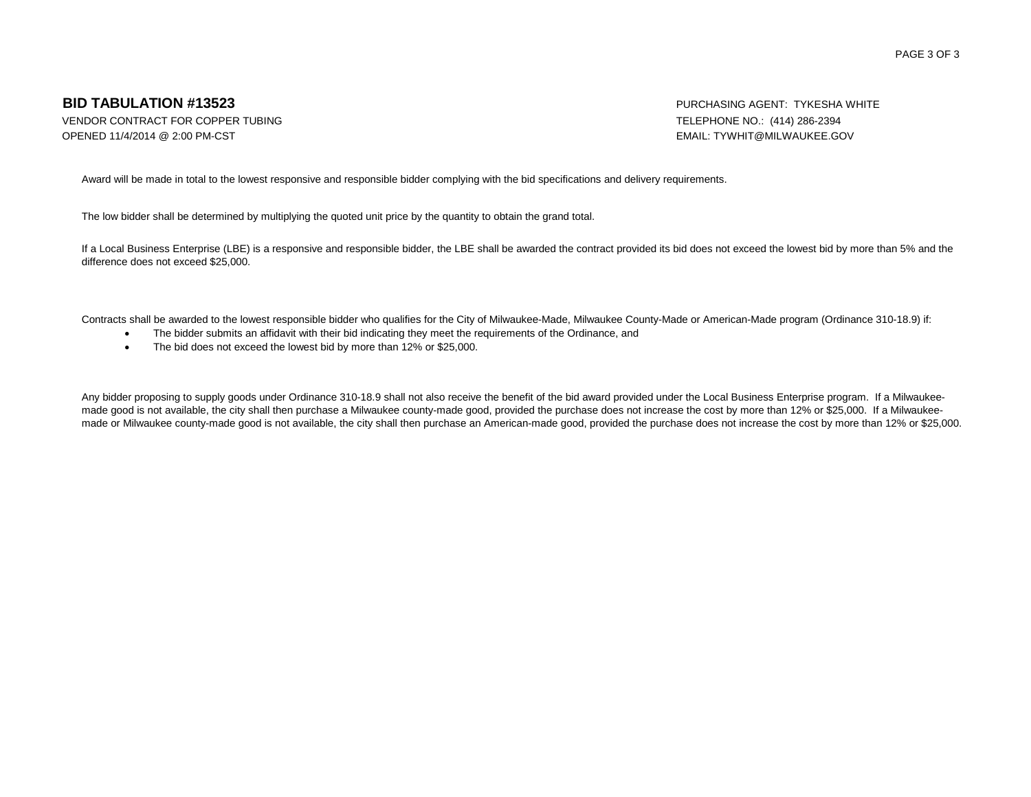## BID TABULATION #13523

VENDOR CONTRACT FOR COPPER TUBING
OPENED 11/4/2014 @ 2:00 PM-CST

PURCHASING AGENT: TYKESHA WHITE
TELEPHONE NO.: (414) 286-2394
EMAIL: TYWHIT@MILWAUKEE.GOV

Award will be made in total to the lowest responsive and responsible bidder complying with the bid specifications and delivery requirements.

The low bidder shall be determined by multiplying the quoted unit price by the quantity to obtain the grand total.

If a Local Business Enterprise (LBE) is a responsive and responsible bidder, the LBE shall be awarded the contract provided its bid does not exceed the lowest bid by more than 5% and the difference does not exceed $25,000.

Contracts shall be awarded to the lowest responsible bidder who qualifies for the City of Milwaukee-Made, Milwaukee County-Made or American-Made program (Ordinance 310-18.9) if:

- The bidder submits an affidavit with their bid indicating they meet the requirements of the Ordinance, and
- The bid does not exceed the lowest bid by more than 12% or $25,000.

Any bidder proposing to supply goods under Ordinance 310-18.9 shall not also receive the benefit of the bid award provided under the Local Business Enterprise program. If a Milwaukee-made good is not available, the city shall then purchase a Milwaukee county-made good, provided the purchase does not increase the cost by more than 12% or $25,000. If a Milwaukee-made or Milwaukee county-made good is not available, the city shall then purchase an American-made good, provided the purchase does not increase the cost by more than 12% or $25,000.